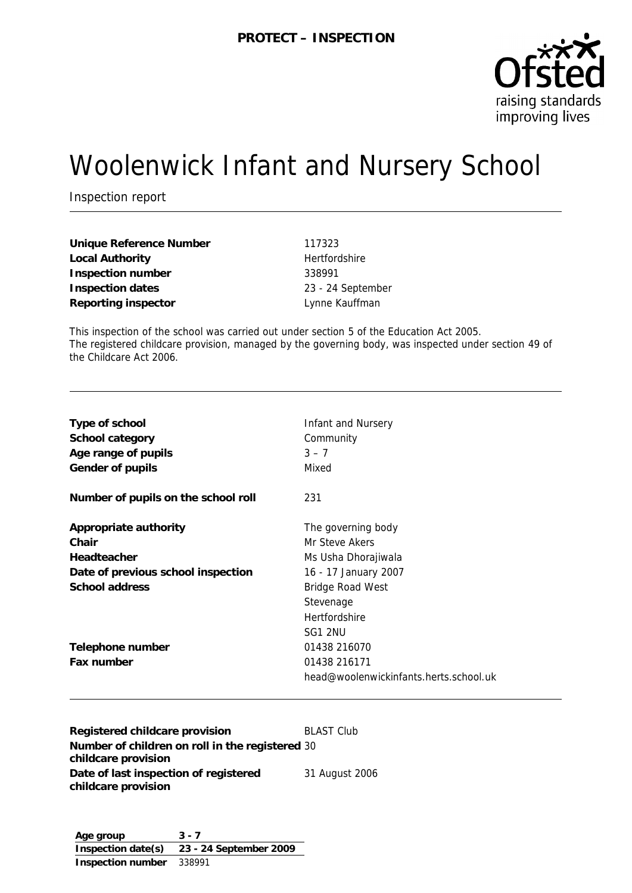**PROTECT – INSPECTION**

# Woolenwick Infant and Nursery School

Inspection report

| | |
|---|---|
| **Unique Reference Number** | 117323 |
| **Local Authority** | Hertfordshire |
| **Inspection number** | 338991 |
| **Inspection dates** | 23 - 24 September |
| **Reporting inspector** | Lynne Kauffman |

This inspection of the school was carried out under section 5 of the Education Act 2005.
The registered childcare provision, managed by the governing body, was inspected under section 49 of the Childcare Act 2006.

| | |
|---|---|
| **Type of school** | Infant and Nursery |
| **School category** | Community |
| **Age range of pupils** | 3 – 7 |
| **Gender of pupils** | Mixed |
| **Number of pupils on the school roll** | 231 |
| **Appropriate authority** | The governing body |
| **Chair** | Mr Steve Akers |
| **Headteacher** | Ms Usha Dhorajiwala |
| **Date of previous school inspection** | 16 - 17 January 2007 |
| **School address** | Bridge Road West<br>Stevenage<br>Hertfordshire<br>SG1 2NU |
| **Telephone number** | 01438 216070 |
| **Fax number** | 01438 216171<br>head@woolenwickinfants.herts.school.uk |

| | |
|---|---|
| **Registered childcare provision** | BLAST Club |
| **Number of children on roll in the registered childcare provision** | 30 |
| **Date of last inspection of registered childcare provision** | 31 August 2006 |

| | |
|---|---|
| **Age group** | **3 - 7** |
| **Inspection date(s)** | **23 - 24 September 2009** |
| **Inspection number** | 338991 |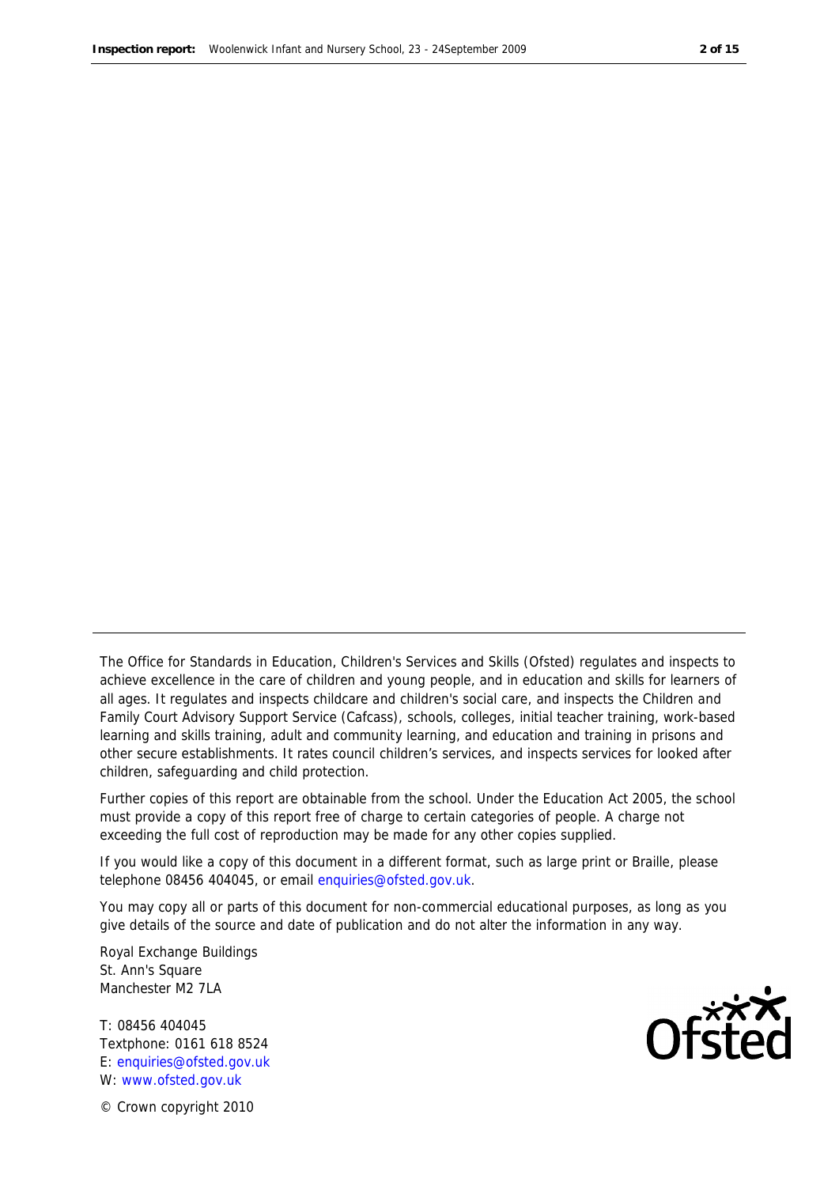The Office for Standards in Education, Children's Services and Skills (Ofsted) regulates and inspects to achieve excellence in the care of children and young people, and in education and skills for learners of all ages. It regulates and inspects childcare and children's social care, and inspects the Children and Family Court Advisory Support Service (Cafcass), schools, colleges, initial teacher training, work-based learning and skills training, adult and community learning, and education and training in prisons and other secure establishments. It rates council children's services, and inspects services for looked after children, safeguarding and child protection.

Further copies of this report are obtainable from the school. Under the Education Act 2005, the school must provide a copy of this report free of charge to certain categories of people. A charge not exceeding the full cost of reproduction may be made for any other copies supplied.

If you would like a copy of this document in a different format, such as large print or Braille, please telephone 08456 404045, or email enquiries@ofsted.gov.uk.

You may copy all or parts of this document for non-commercial educational purposes, as long as you give details of the source and date of publication and do not alter the information in any way.

Royal Exchange Buildings
St. Ann's Square
Manchester M2 7LA

T: 08456 404045
Textphone: 0161 618 8524
E: enquiries@ofsted.gov.uk
W: www.ofsted.gov.uk

© Crown copyright 2010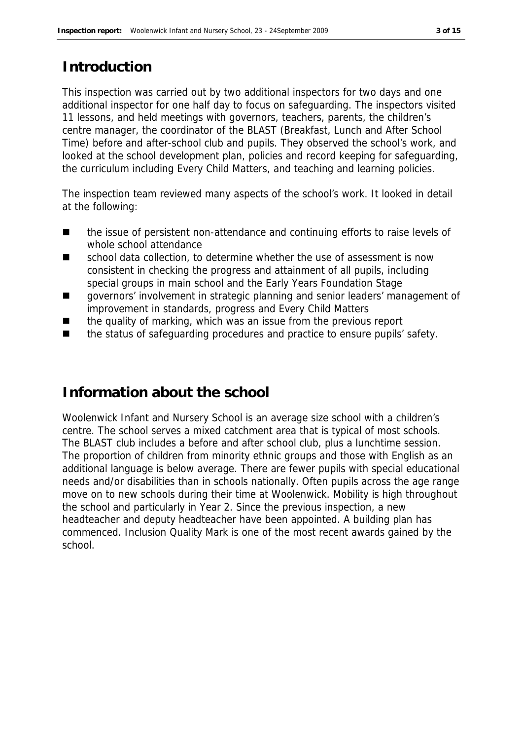## Introduction

This inspection was carried out by two additional inspectors for two days and one additional inspector for one half day to focus on safeguarding. The inspectors visited 11 lessons, and held meetings with governors, teachers, parents, the children's centre manager, the coordinator of the BLAST (Breakfast, Lunch and After School Time) before and after-school club and pupils. They observed the school's work, and looked at the school development plan, policies and record keeping for safeguarding, the curriculum including Every Child Matters, and teaching and learning policies.

The inspection team reviewed many aspects of the school's work. It looked in detail at the following:

- the issue of persistent non-attendance and continuing efforts to raise levels of whole school attendance
- school data collection, to determine whether the use of assessment is now consistent in checking the progress and attainment of all pupils, including special groups in main school and the Early Years Foundation Stage
- governors' involvement in strategic planning and senior leaders' management of improvement in standards, progress and Every Child Matters
- the quality of marking, which was an issue from the previous report
- the status of safeguarding procedures and practice to ensure pupils' safety.

## Information about the school

Woolenwick Infant and Nursery School is an average size school with a children's centre. The school serves a mixed catchment area that is typical of most schools. The BLAST club includes a before and after school club, plus a lunchtime session. The proportion of children from minority ethnic groups and those with English as an additional language is below average. There are fewer pupils with special educational needs and/or disabilities than in schools nationally. Often pupils across the age range move on to new schools during their time at Woolenwick. Mobility is high throughout the school and particularly in Year 2. Since the previous inspection, a new headteacher and deputy headteacher have been appointed. A building plan has commenced. Inclusion Quality Mark is one of the most recent awards gained by the school.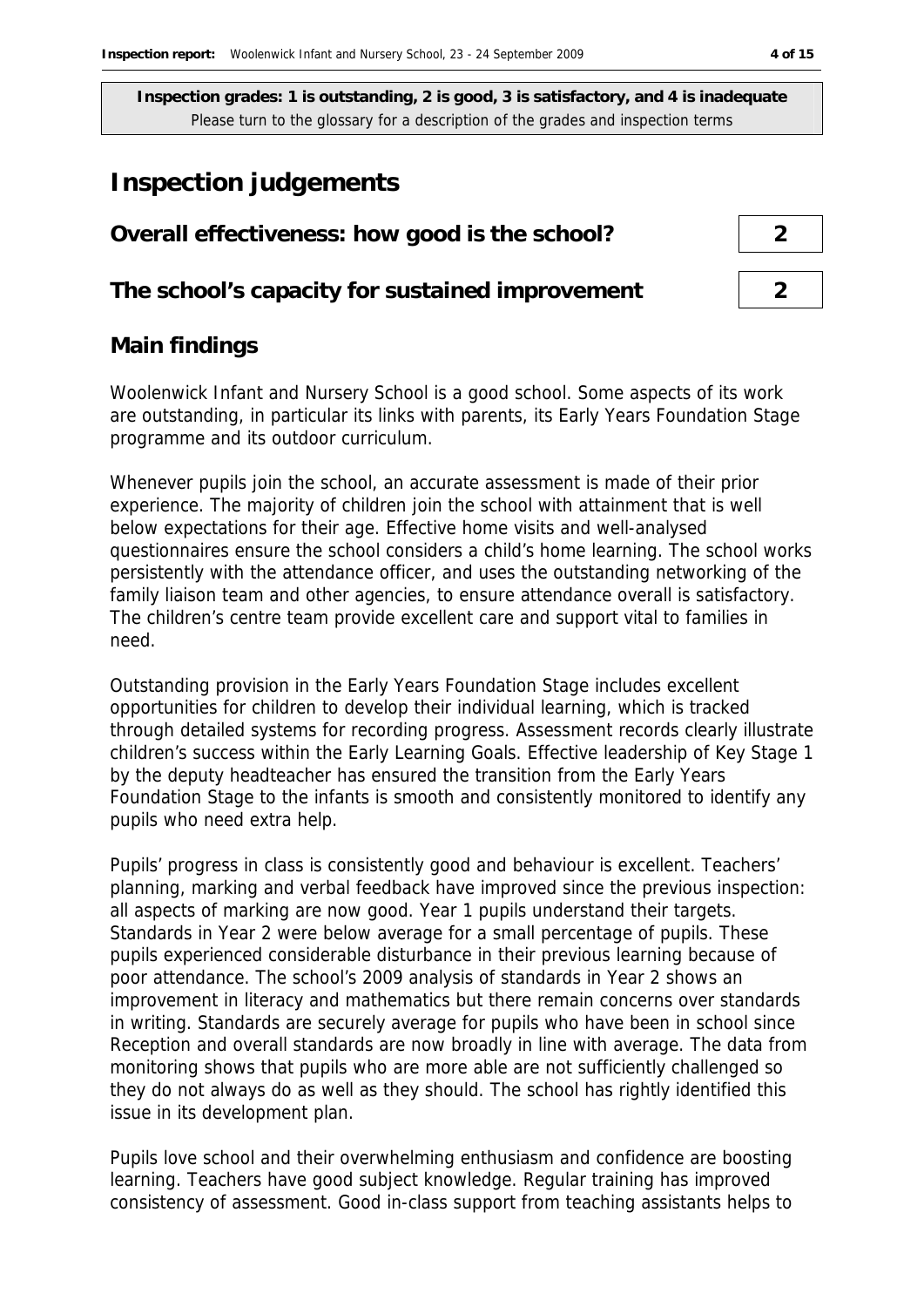**Inspection grades: 1 is outstanding, 2 is good, 3 is satisfactory, and 4 is inadequate**
Please turn to the glossary for a description of the grades and inspection terms

# Inspection judgements

| | |
|---|---|
| **Overall effectiveness: how good is the school?** | **2** |
| **The school's capacity for sustained improvement** | **2** |

## Main findings

Woolenwick Infant and Nursery School is a good school. Some aspects of its work are outstanding, in particular its links with parents, its Early Years Foundation Stage programme and its outdoor curriculum.

Whenever pupils join the school, an accurate assessment is made of their prior experience. The majority of children join the school with attainment that is well below expectations for their age. Effective home visits and well-analysed questionnaires ensure the school considers a child's home learning. The school works persistently with the attendance officer, and uses the outstanding networking of the family liaison team and other agencies, to ensure attendance overall is satisfactory. The children's centre team provide excellent care and support vital to families in need.

Outstanding provision in the Early Years Foundation Stage includes excellent opportunities for children to develop their individual learning, which is tracked through detailed systems for recording progress. Assessment records clearly illustrate children's success within the Early Learning Goals. Effective leadership of Key Stage 1 by the deputy headteacher has ensured the transition from the Early Years Foundation Stage to the infants is smooth and consistently monitored to identify any pupils who need extra help.

Pupils' progress in class is consistently good and behaviour is excellent. Teachers' planning, marking and verbal feedback have improved since the previous inspection: all aspects of marking are now good. Year 1 pupils understand their targets. Standards in Year 2 were below average for a small percentage of pupils. These pupils experienced considerable disturbance in their previous learning because of poor attendance. The school's 2009 analysis of standards in Year 2 shows an improvement in literacy and mathematics but there remain concerns over standards in writing. Standards are securely average for pupils who have been in school since Reception and overall standards are now broadly in line with average. The data from monitoring shows that pupils who are more able are not sufficiently challenged so they do not always do as well as they should. The school has rightly identified this issue in its development plan.

Pupils love school and their overwhelming enthusiasm and confidence are boosting learning. Teachers have good subject knowledge. Regular training has improved consistency of assessment. Good in-class support from teaching assistants helps to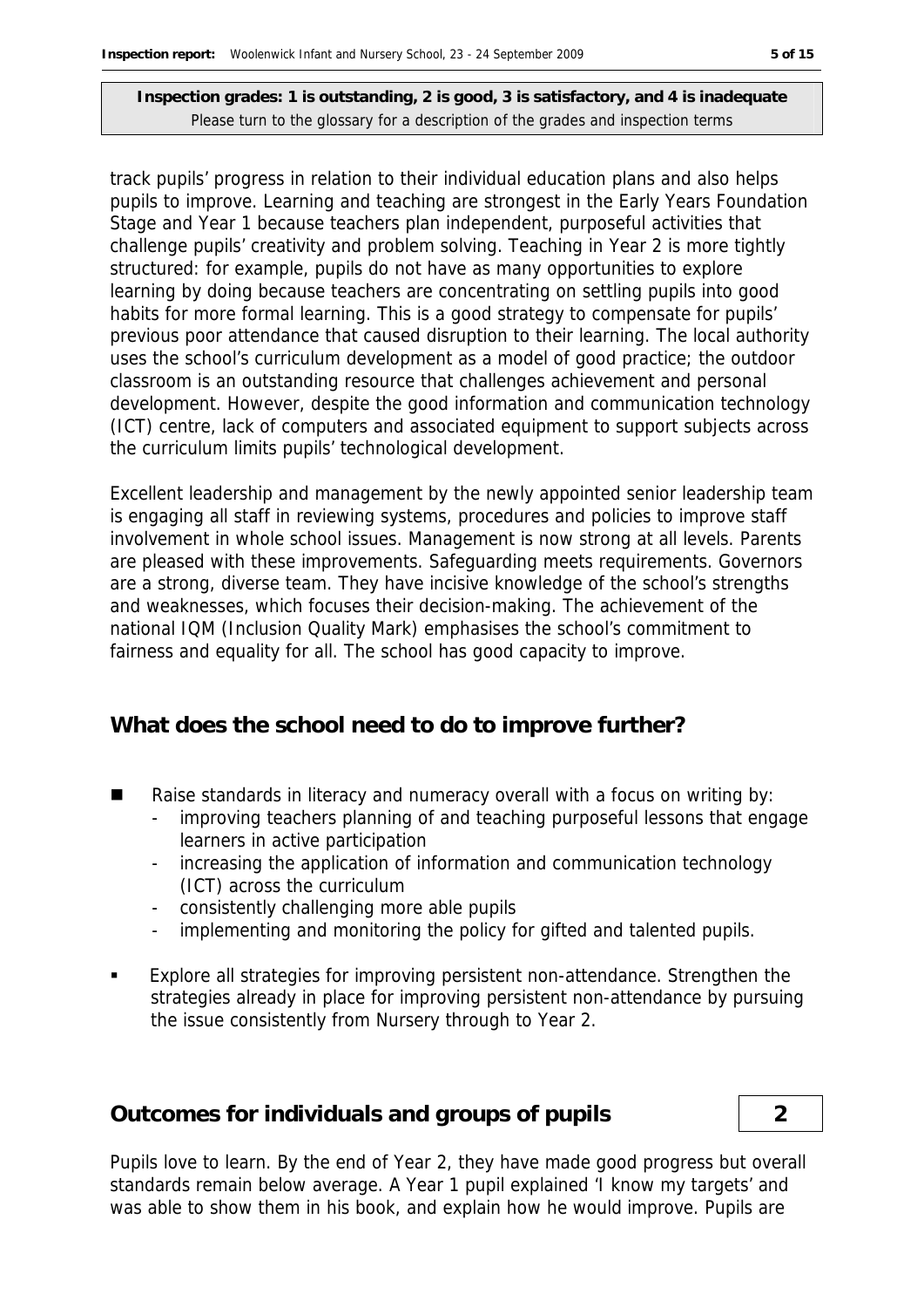**Inspection grades: 1 is outstanding, 2 is good, 3 is satisfactory, and 4 is inadequate**
Please turn to the glossary for a description of the grades and inspection terms

track pupils' progress in relation to their individual education plans and also helps pupils to improve. Learning and teaching are strongest in the Early Years Foundation Stage and Year 1 because teachers plan independent, purposeful activities that challenge pupils' creativity and problem solving. Teaching in Year 2 is more tightly structured: for example, pupils do not have as many opportunities to explore learning by doing because teachers are concentrating on settling pupils into good habits for more formal learning. This is a good strategy to compensate for pupils' previous poor attendance that caused disruption to their learning. The local authority uses the school's curriculum development as a model of good practice; the outdoor classroom is an outstanding resource that challenges achievement and personal development. However, despite the good information and communication technology (ICT) centre, lack of computers and associated equipment to support subjects across the curriculum limits pupils' technological development.

Excellent leadership and management by the newly appointed senior leadership team is engaging all staff in reviewing systems, procedures and policies to improve staff involvement in whole school issues. Management is now strong at all levels. Parents are pleased with these improvements. Safeguarding meets requirements. Governors are a strong, diverse team. They have incisive knowledge of the school's strengths and weaknesses, which focuses their decision-making. The achievement of the national IQM (Inclusion Quality Mark) emphasises the school's commitment to fairness and equality for all. The school has good capacity to improve.

## What does the school need to do to improve further?

- Raise standards in literacy and numeracy overall with a focus on writing by:
  - improving teachers planning of and teaching purposeful lessons that engage learners in active participation
  - increasing the application of information and communication technology (ICT) across the curriculum
  - consistently challenging more able pupils
  - implementing and monitoring the policy for gifted and talented pupils.
- Explore all strategies for improving persistent non-attendance. Strengthen the strategies already in place for improving persistent non-attendance by pursuing the issue consistently from Nursery through to Year 2.

## Outcomes for individuals and groups of pupils — 2

Pupils love to learn. By the end of Year 2, they have made good progress but overall standards remain below average. A Year 1 pupil explained 'I know my targets' and was able to show them in his book, and explain how he would improve. Pupils are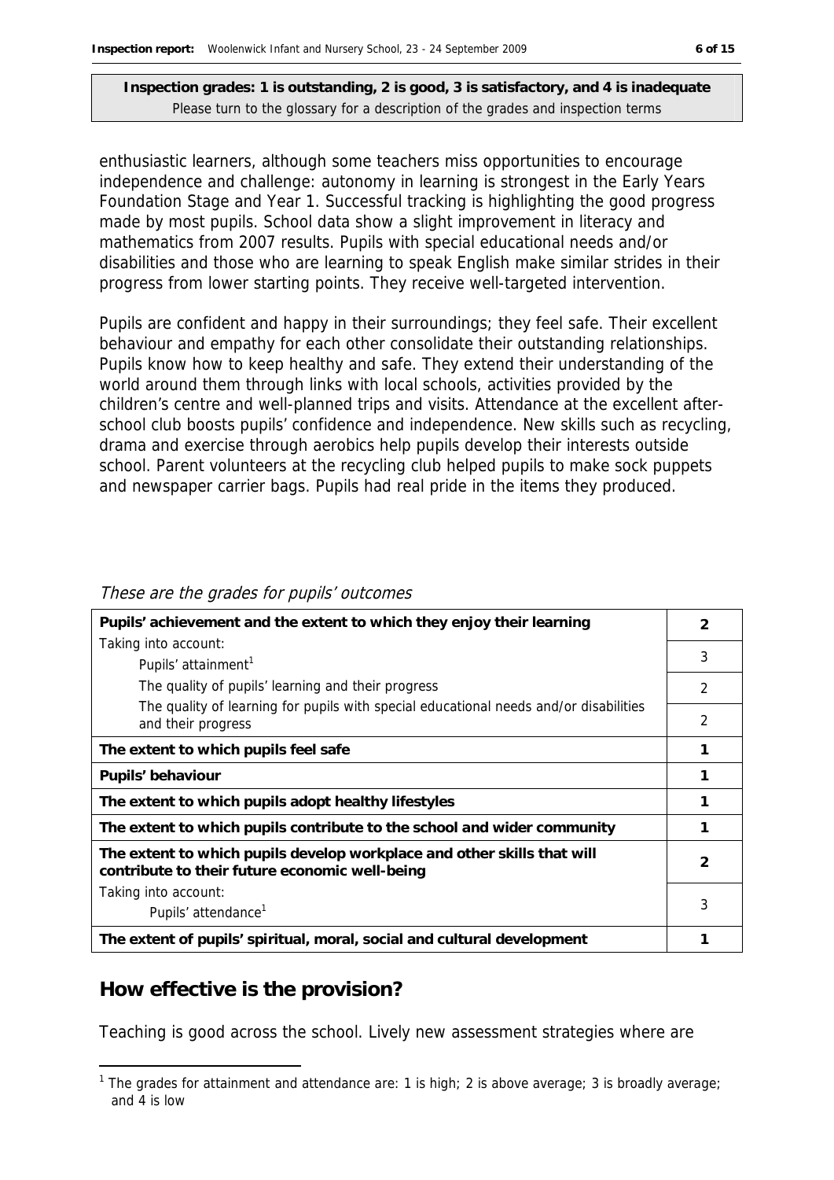**Inspection grades: 1 is outstanding, 2 is good, 3 is satisfactory, and 4 is inadequate**
Please turn to the glossary for a description of the grades and inspection terms

enthusiastic learners, although some teachers miss opportunities to encourage independence and challenge: autonomy in learning is strongest in the Early Years Foundation Stage and Year 1. Successful tracking is highlighting the good progress made by most pupils. School data show a slight improvement in literacy and mathematics from 2007 results. Pupils with special educational needs and/or disabilities and those who are learning to speak English make similar strides in their progress from lower starting points. They receive well-targeted intervention.

Pupils are confident and happy in their surroundings; they feel safe. Their excellent behaviour and empathy for each other consolidate their outstanding relationships. Pupils know how to keep healthy and safe. They extend their understanding of the world around them through links with local schools, activities provided by the children's centre and well-planned trips and visits. Attendance at the excellent after-school club boosts pupils' confidence and independence. New skills such as recycling, drama and exercise through aerobics help pupils develop their interests outside school. Parent volunteers at the recycling club helped pupils to make sock puppets and newspaper carrier bags. Pupils had real pride in the items they produced.

*These are the grades for pupils' outcomes*

| | |
|---|---|
| **Pupils' achievement and the extent to which they enjoy their learning** | **2** |
| Taking into account: Pupils' attainment[1] | 3 |
| The quality of pupils' learning and their progress | 2 |
| The quality of learning for pupils with special educational needs and/or disabilities and their progress | 2 |
| **The extent to which pupils feel safe** | **1** |
| **Pupils' behaviour** | **1** |
| **The extent to which pupils adopt healthy lifestyles** | **1** |
| **The extent to which pupils contribute to the school and wider community** | **1** |
| **The extent to which pupils develop workplace and other skills that will contribute to their future economic well-being** | **2** |
| Taking into account: Pupils' attendance[1] | 3 |
| **The extent of pupils' spiritual, moral, social and cultural development** | **1** |

## How effective is the provision?

Teaching is good across the school. Lively new assessment strategies where are

[1] The grades for attainment and attendance are: 1 is high; 2 is above average; 3 is broadly average; and 4 is low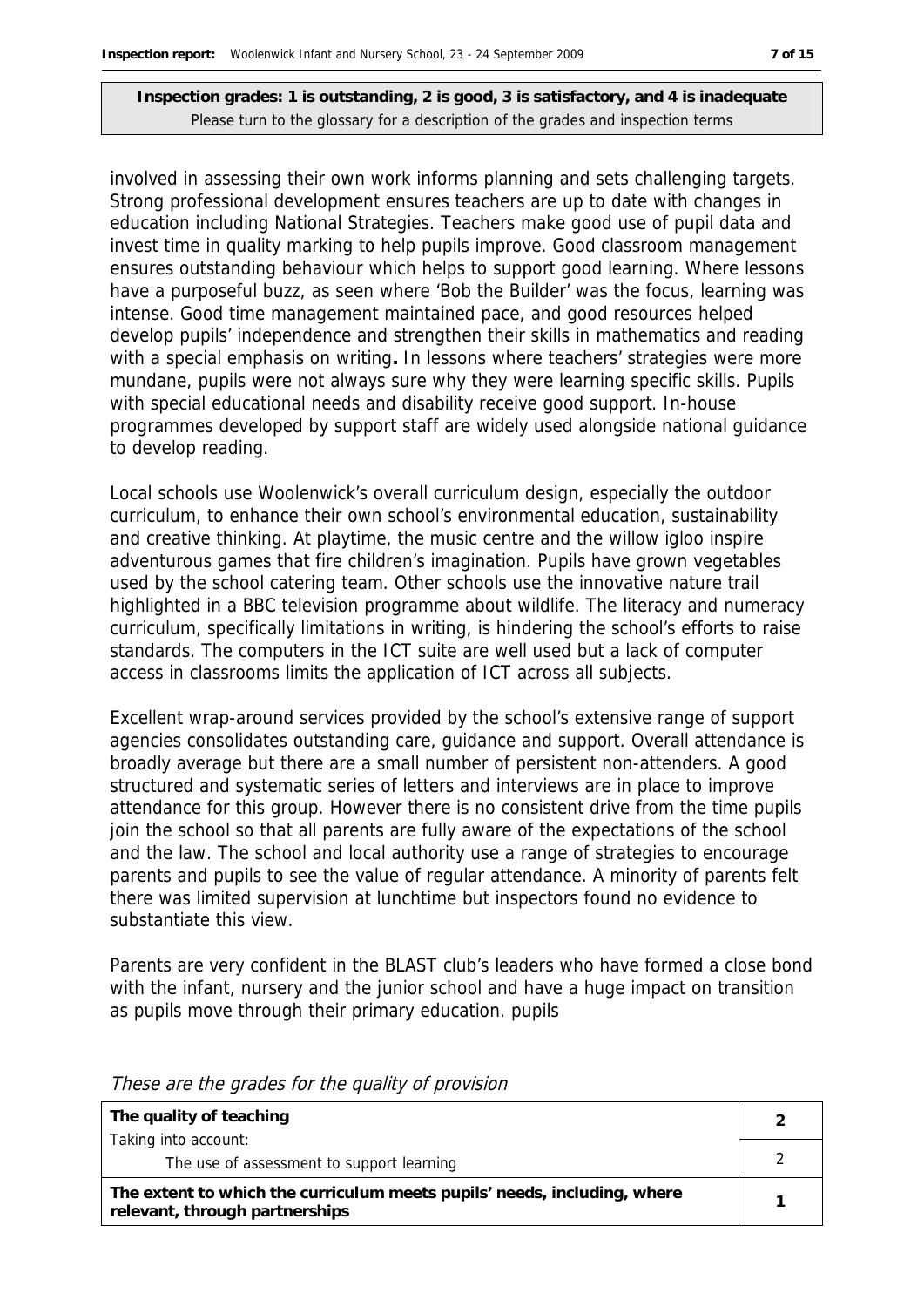**Inspection grades: 1 is outstanding, 2 is good, 3 is satisfactory, and 4 is inadequate**
Please turn to the glossary for a description of the grades and inspection terms

involved in assessing their own work informs planning and sets challenging targets. Strong professional development ensures teachers are up to date with changes in education including National Strategies. Teachers make good use of pupil data and invest time in quality marking to help pupils improve. Good classroom management ensures outstanding behaviour which helps to support good learning. Where lessons have a purposeful buzz, as seen where 'Bob the Builder' was the focus, learning was intense. Good time management maintained pace, and good resources helped develop pupils' independence and strengthen their skills in mathematics and reading with a special emphasis on writing**.** In lessons where teachers' strategies were more mundane, pupils were not always sure why they were learning specific skills. Pupils with special educational needs and disability receive good support. In-house programmes developed by support staff are widely used alongside national guidance to develop reading.

Local schools use Woolenwick's overall curriculum design, especially the outdoor curriculum, to enhance their own school's environmental education, sustainability and creative thinking. At playtime, the music centre and the willow igloo inspire adventurous games that fire children's imagination. Pupils have grown vegetables used by the school catering team. Other schools use the innovative nature trail highlighted in a BBC television programme about wildlife. The literacy and numeracy curriculum, specifically limitations in writing, is hindering the school's efforts to raise standards. The computers in the ICT suite are well used but a lack of computer access in classrooms limits the application of ICT across all subjects.

Excellent wrap-around services provided by the school's extensive range of support agencies consolidates outstanding care, guidance and support. Overall attendance is broadly average but there are a small number of persistent non-attenders. A good structured and systematic series of letters and interviews are in place to improve attendance for this group. However there is no consistent drive from the time pupils join the school so that all parents are fully aware of the expectations of the school and the law. The school and local authority use a range of strategies to encourage parents and pupils to see the value of regular attendance. A minority of parents felt there was limited supervision at lunchtime but inspectors found no evidence to substantiate this view.

Parents are very confident in the BLAST club's leaders who have formed a close bond with the infant, nursery and the junior school and have a huge impact on transition as pupils move through their primary education. pupils

*These are the grades for the quality of provision*

| | |
|---|---|
| **The quality of teaching** | **2** |
| Taking into account:<br>The use of assessment to support learning | 2 |
| **The extent to which the curriculum meets pupils' needs, including, where relevant, through partnerships** | **1** |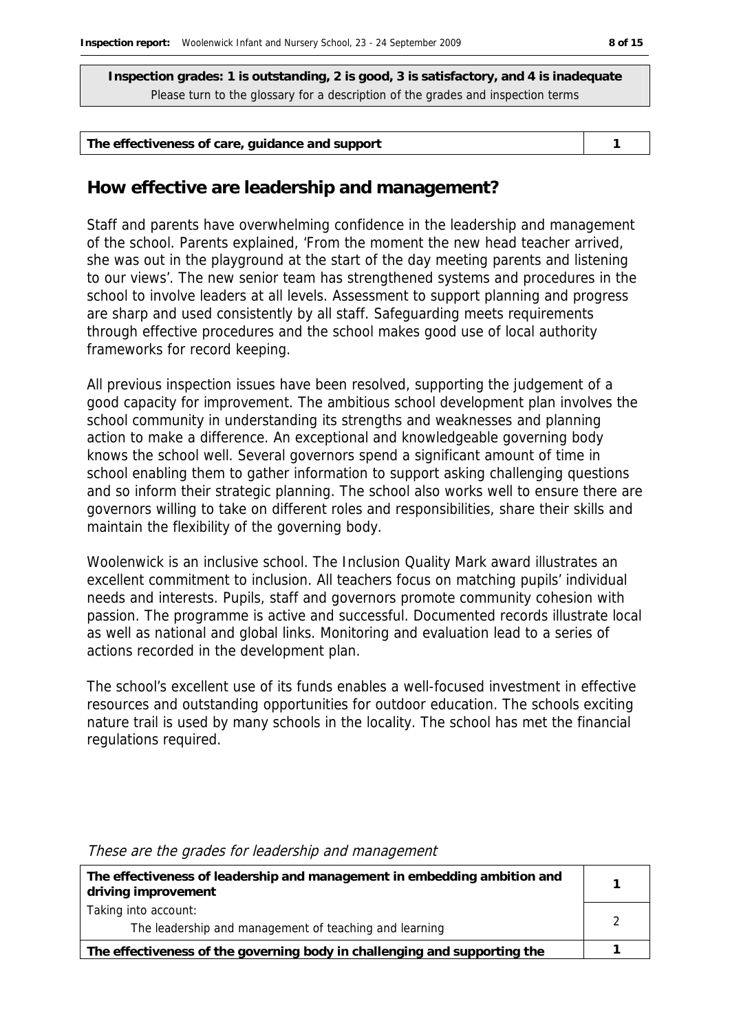**Inspection grades: 1 is outstanding, 2 is good, 3 is satisfactory, and 4 is inadequate**
Please turn to the glossary for a description of the grades and inspection terms

| The effectiveness of care, guidance and support | 1 |
|---|---|

## How effective are leadership and management?

Staff and parents have overwhelming confidence in the leadership and management of the school. Parents explained, 'From the moment the new head teacher arrived, she was out in the playground at the start of the day meeting parents and listening to our views'. The new senior team has strengthened systems and procedures in the school to involve leaders at all levels. Assessment to support planning and progress are sharp and used consistently by all staff. Safeguarding meets requirements through effective procedures and the school makes good use of local authority frameworks for record keeping.

All previous inspection issues have been resolved, supporting the judgement of a good capacity for improvement. The ambitious school development plan involves the school community in understanding its strengths and weaknesses and planning action to make a difference. An exceptional and knowledgeable governing body knows the school well. Several governors spend a significant amount of time in school enabling them to gather information to support asking challenging questions and so inform their strategic planning. The school also works well to ensure there are governors willing to take on different roles and responsibilities, share their skills and maintain the flexibility of the governing body.

Woolenwick is an inclusive school. The Inclusion Quality Mark award illustrates an excellent commitment to inclusion. All teachers focus on matching pupils' individual needs and interests. Pupils, staff and governors promote community cohesion with passion. The programme is active and successful. Documented records illustrate local as well as national and global links. Monitoring and evaluation lead to a series of actions recorded in the development plan.

The school's excellent use of its funds enables a well-focused investment in effective resources and outstanding opportunities for outdoor education. The schools exciting nature trail is used by many schools in the locality. The school has met the financial regulations required.

*These are the grades for leadership and management*

| | |
|---|---|
| **The effectiveness of leadership and management in embedding ambition and driving improvement** | 1 |
| Taking into account: The leadership and management of teaching and learning | 2 |
| **The effectiveness of the governing body in challenging and supporting the** | 1 |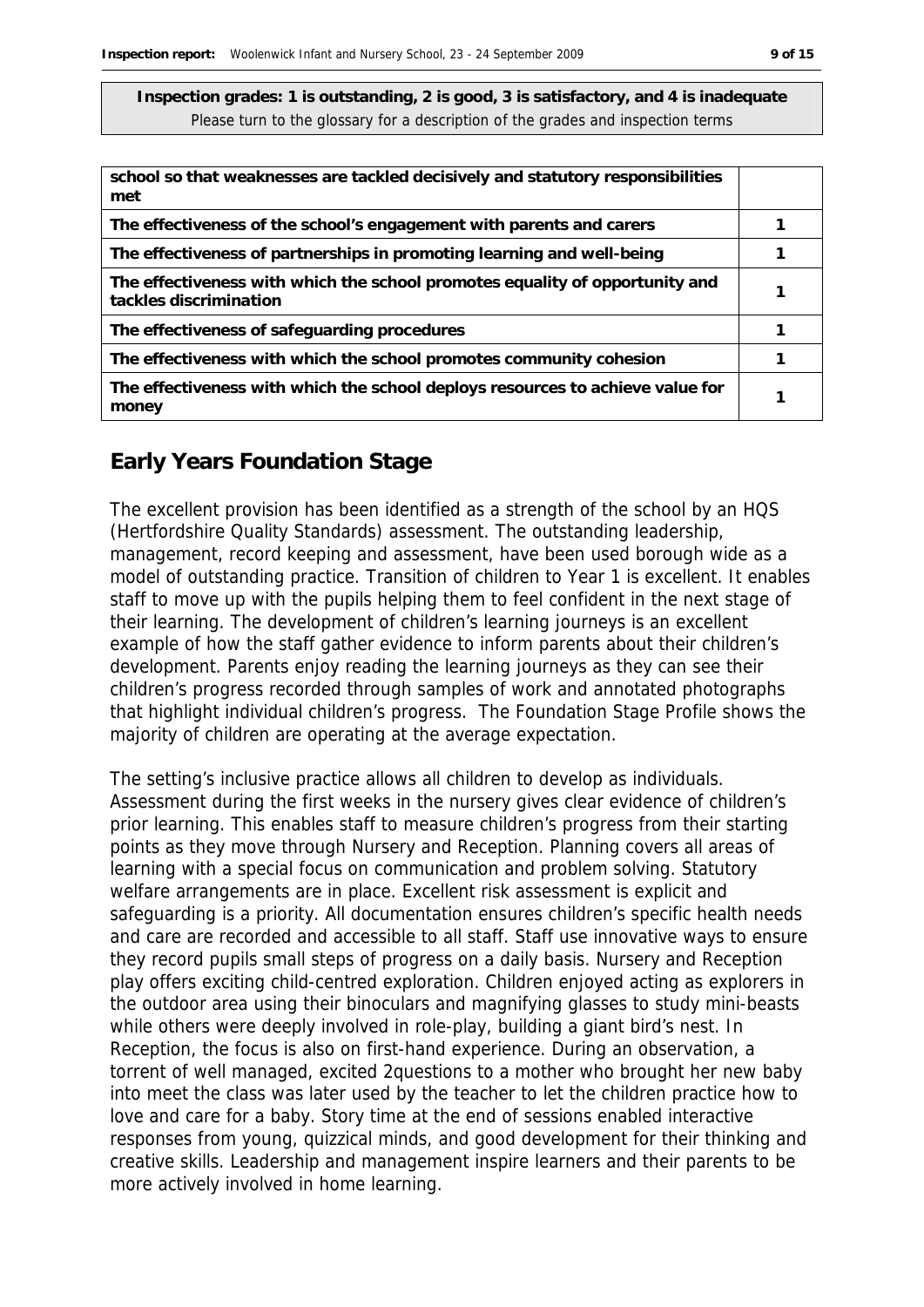**Inspection grades: 1 is outstanding, 2 is good, 3 is satisfactory, and 4 is inadequate**
Please turn to the glossary for a description of the grades and inspection terms

| | |
|---|---|
| **school so that weaknesses are tackled decisively and statutory responsibilities met** | |
| **The effectiveness of the school's engagement with parents and carers** | 1 |
| **The effectiveness of partnerships in promoting learning and well-being** | 1 |
| **The effectiveness with which the school promotes equality of opportunity and tackles discrimination** | 1 |
| **The effectiveness of safeguarding procedures** | 1 |
| **The effectiveness with which the school promotes community cohesion** | 1 |
| **The effectiveness with which the school deploys resources to achieve value for money** | 1 |

## Early Years Foundation Stage

The excellent provision has been identified as a strength of the school by an HQS (Hertfordshire Quality Standards) assessment. The outstanding leadership, management, record keeping and assessment, have been used borough wide as a model of outstanding practice. Transition of children to Year 1 is excellent. It enables staff to move up with the pupils helping them to feel confident in the next stage of their learning. The development of children's learning journeys is an excellent example of how the staff gather evidence to inform parents about their children's development. Parents enjoy reading the learning journeys as they can see their children's progress recorded through samples of work and annotated photographs that highlight individual children's progress. The Foundation Stage Profile shows the majority of children are operating at the average expectation.

The setting's inclusive practice allows all children to develop as individuals. Assessment during the first weeks in the nursery gives clear evidence of children's prior learning. This enables staff to measure children's progress from their starting points as they move through Nursery and Reception. Planning covers all areas of learning with a special focus on communication and problem solving. Statutory welfare arrangements are in place. Excellent risk assessment is explicit and safeguarding is a priority. All documentation ensures children's specific health needs and care are recorded and accessible to all staff. Staff use innovative ways to ensure they record pupils small steps of progress on a daily basis. Nursery and Reception play offers exciting child-centred exploration. Children enjoyed acting as explorers in the outdoor area using their binoculars and magnifying glasses to study mini-beasts while others were deeply involved in role-play, building a giant bird's nest. In Reception, the focus is also on first-hand experience. During an observation, a torrent of well managed, excited 2questions to a mother who brought her new baby into meet the class was later used by the teacher to let the children practice how to love and care for a baby. Story time at the end of sessions enabled interactive responses from young, quizzical minds, and good development for their thinking and creative skills. Leadership and management inspire learners and their parents to be more actively involved in home learning.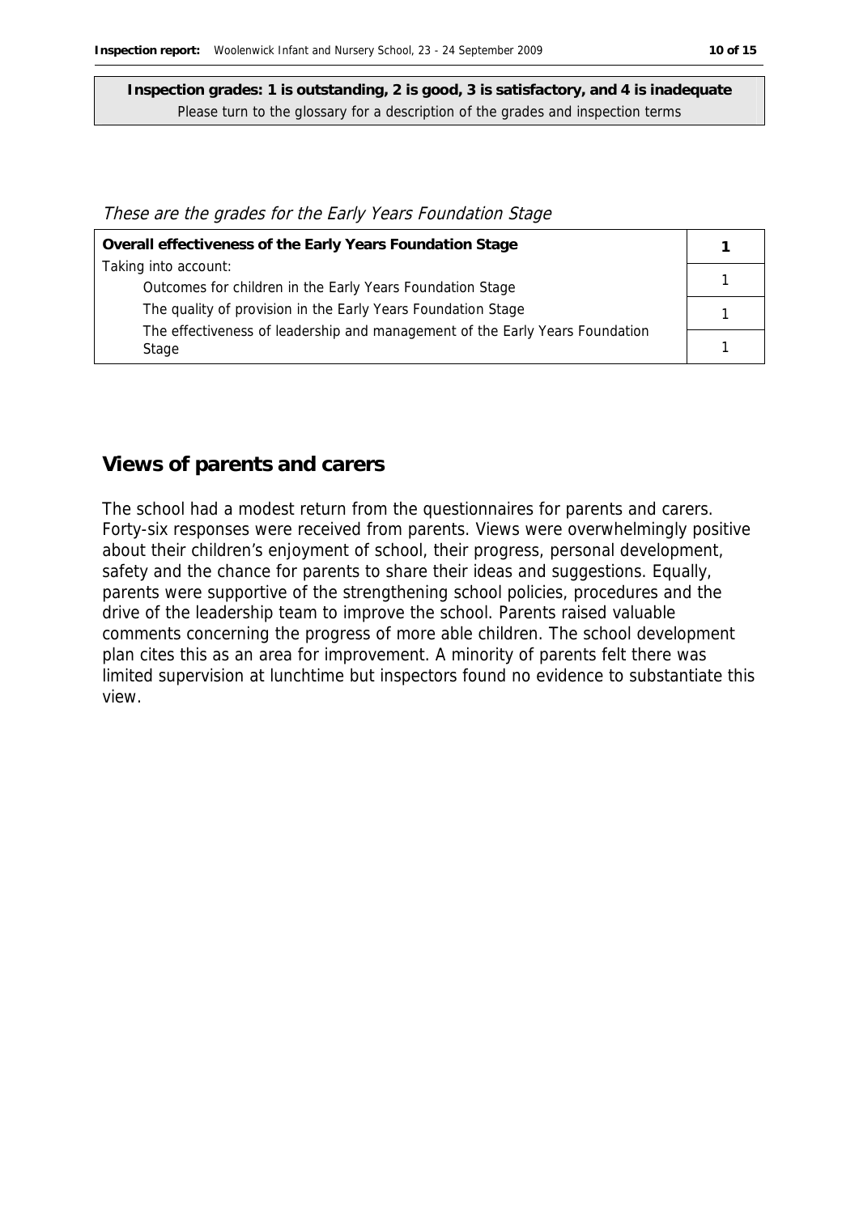**Inspection grades: 1 is outstanding, 2 is good, 3 is satisfactory, and 4 is inadequate**
Please turn to the glossary for a description of the grades and inspection terms

*These are the grades for the Early Years Foundation Stage*

| | |
|---|---|
| **Overall effectiveness of the Early Years Foundation Stage** | **1** |
| Taking into account: | |
| Outcomes for children in the Early Years Foundation Stage | 1 |
| The quality of provision in the Early Years Foundation Stage | 1 |
| The effectiveness of leadership and management of the Early Years Foundation Stage | 1 |

## Views of parents and carers

The school had a modest return from the questionnaires for parents and carers. Forty-six responses were received from parents. Views were overwhelmingly positive about their children's enjoyment of school, their progress, personal development, safety and the chance for parents to share their ideas and suggestions. Equally, parents were supportive of the strengthening school policies, procedures and the drive of the leadership team to improve the school. Parents raised valuable comments concerning the progress of more able children. The school development plan cites this as an area for improvement. A minority of parents felt there was limited supervision at lunchtime but inspectors found no evidence to substantiate this view.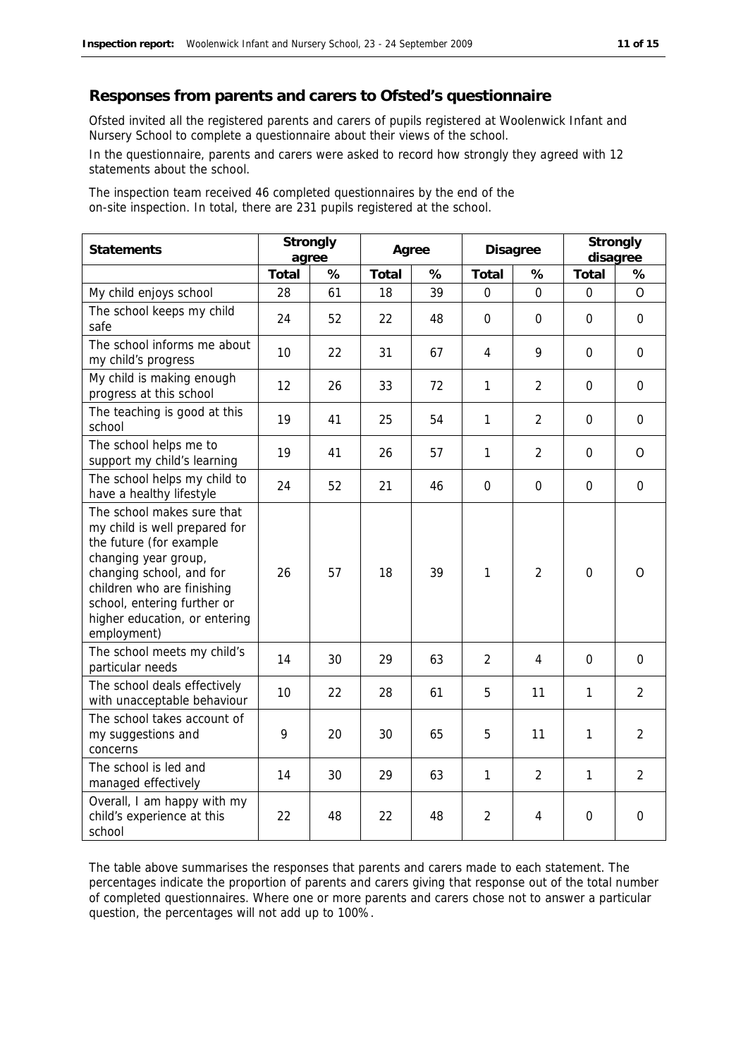## Responses from parents and carers to Ofsted's questionnaire

Ofsted invited all the registered parents and carers of pupils registered at Woolenwick Infant and Nursery School to complete a questionnaire about their views of the school.

In the questionnaire, parents and carers were asked to record how strongly they agreed with 12 statements about the school.

The inspection team received 46 completed questionnaires by the end of the on-site inspection. In total, there are 231 pupils registered at the school.

| Statements | Strongly agree | | Agree | | Disagree | | Strongly disagree | |
|---|---|---|---|---|---|---|---|---|
| | Total | % | Total | % | Total | % | Total | % |
| My child enjoys school | 28 | 61 | 18 | 39 | 0 | 0 | 0 | O |
| The school keeps my child safe | 24 | 52 | 22 | 48 | 0 | 0 | 0 | 0 |
| The school informs me about my child's progress | 10 | 22 | 31 | 67 | 4 | 9 | 0 | 0 |
| My child is making enough progress at this school | 12 | 26 | 33 | 72 | 1 | 2 | 0 | 0 |
| The teaching is good at this school | 19 | 41 | 25 | 54 | 1 | 2 | 0 | 0 |
| The school helps me to support my child's learning | 19 | 41 | 26 | 57 | 1 | 2 | 0 | O |
| The school helps my child to have a healthy lifestyle | 24 | 52 | 21 | 46 | 0 | 0 | 0 | 0 |
| The school makes sure that my child is well prepared for the future (for example changing year group, changing school, and for children who are finishing school, entering further or higher education, or entering employment) | 26 | 57 | 18 | 39 | 1 | 2 | 0 | O |
| The school meets my child's particular needs | 14 | 30 | 29 | 63 | 2 | 4 | 0 | 0 |
| The school deals effectively with unacceptable behaviour | 10 | 22 | 28 | 61 | 5 | 11 | 1 | 2 |
| The school takes account of my suggestions and concerns | 9 | 20 | 30 | 65 | 5 | 11 | 1 | 2 |
| The school is led and managed effectively | 14 | 30 | 29 | 63 | 1 | 2 | 1 | 2 |
| Overall, I am happy with my child's experience at this school | 22 | 48 | 22 | 48 | 2 | 4 | 0 | 0 |

The table above summarises the responses that parents and carers made to each statement. The percentages indicate the proportion of parents and carers giving that response out of the total number of completed questionnaires. Where one or more parents and carers chose not to answer a particular question, the percentages will not add up to 100%.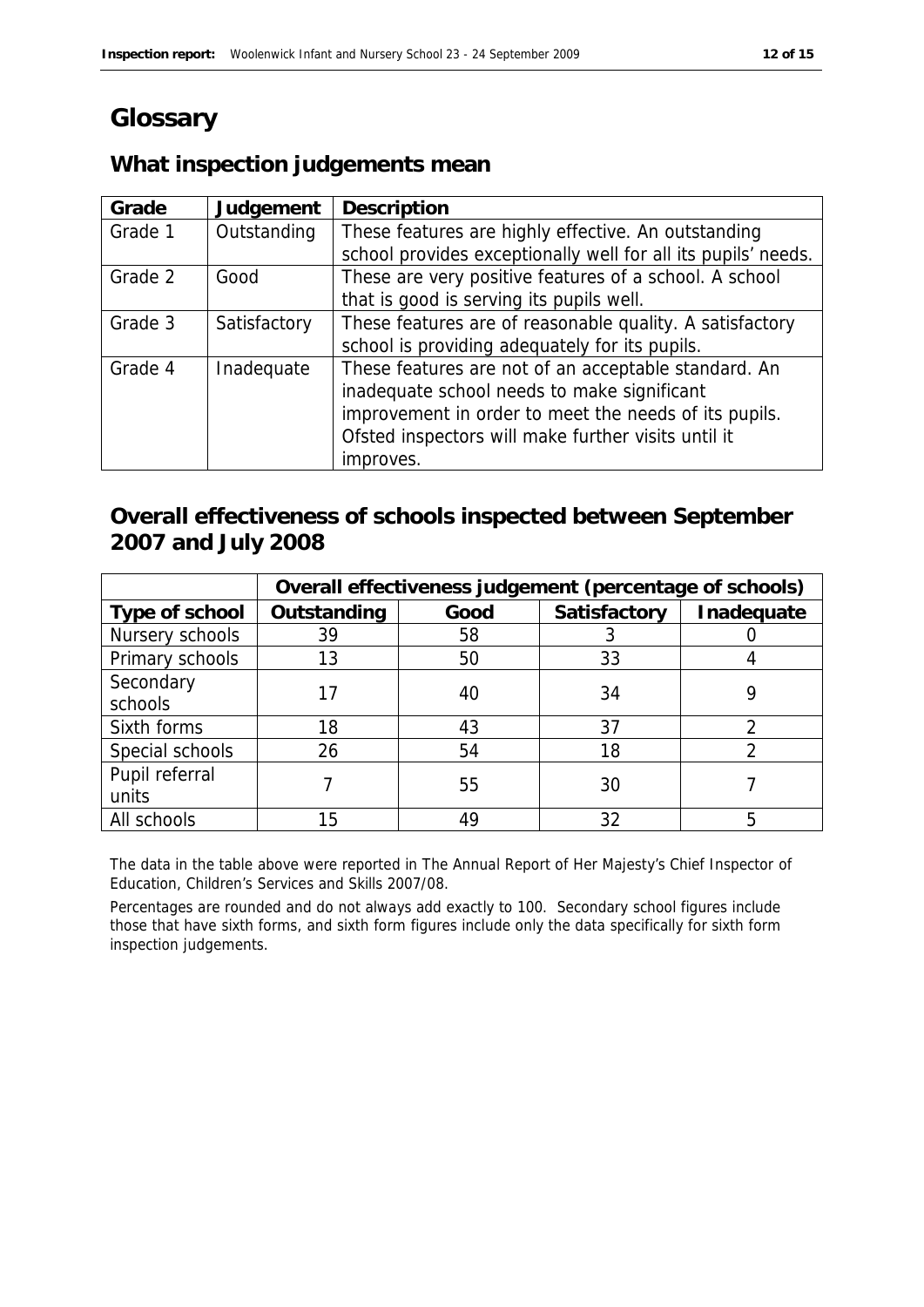# Glossary

## What inspection judgements mean

| Grade | Judgement | Description |
| --- | --- | --- |
| Grade 1 | Outstanding | These features are highly effective. An outstanding school provides exceptionally well for all its pupils' needs. |
| Grade 2 | Good | These are very positive features of a school. A school that is good is serving its pupils well. |
| Grade 3 | Satisfactory | These features are of reasonable quality. A satisfactory school is providing adequately for its pupils. |
| Grade 4 | Inadequate | These features are not of an acceptable standard. An inadequate school needs to make significant improvement in order to meet the needs of its pupils. Ofsted inspectors will make further visits until it improves. |

## Overall effectiveness of schools inspected between September 2007 and July 2008

| | Overall effectiveness judgement (percentage of schools) | | | |
| --- | --- | --- | --- | --- |
| Type of school | Outstanding | Good | Satisfactory | Inadequate |
| Nursery schools | 39 | 58 | 3 | 0 |
| Primary schools | 13 | 50 | 33 | 4 |
| Secondary schools | 17 | 40 | 34 | 9 |
| Sixth forms | 18 | 43 | 37 | 2 |
| Special schools | 26 | 54 | 18 | 2 |
| Pupil referral units | 7 | 55 | 30 | 7 |
| All schools | 15 | 49 | 32 | 5 |

The data in the table above were reported in The Annual Report of Her Majesty's Chief Inspector of Education, Children's Services and Skills 2007/08.

Percentages are rounded and do not always add exactly to 100. Secondary school figures include those that have sixth forms, and sixth form figures include only the data specifically for sixth form inspection judgements.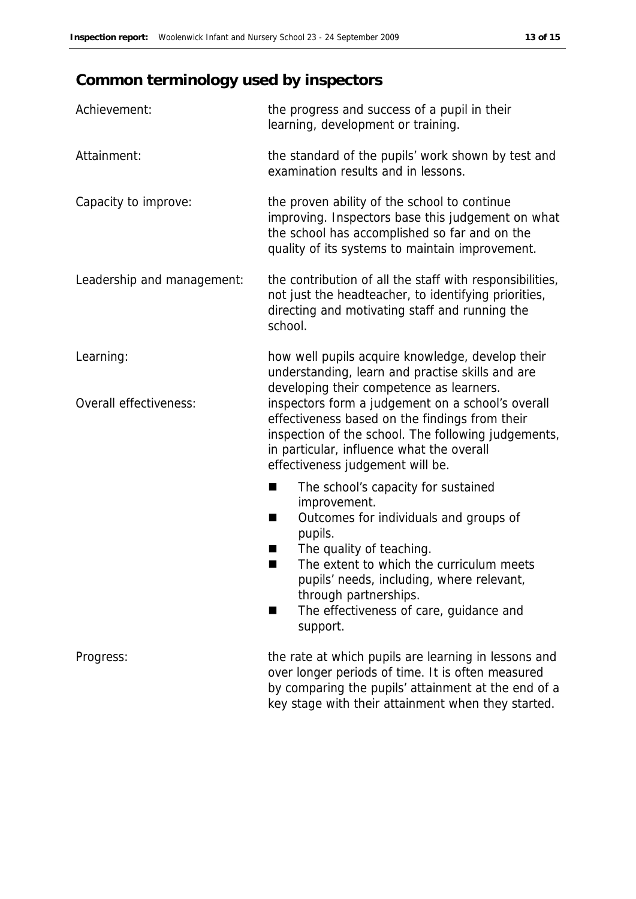## Common terminology used by inspectors

| | |
|---|---|
| Achievement: | the progress and success of a pupil in their learning, development or training. |
| Attainment: | the standard of the pupils' work shown by test and examination results and in lessons. |
| Capacity to improve: | the proven ability of the school to continue improving. Inspectors base this judgement on what the school has accomplished so far and on the quality of its systems to maintain improvement. |
| Leadership and management: | the contribution of all the staff with responsibilities, not just the headteacher, to identifying priorities, directing and motivating staff and running the school. |
| Learning: | how well pupils acquire knowledge, develop their understanding, learn and practise skills and are developing their competence as learners. |
| Overall effectiveness: | inspectors form a judgement on a school's overall effectiveness based on the findings from their inspection of the school. The following judgements, in particular, influence what the overall effectiveness judgement will be.<br>■ The school's capacity for sustained improvement.<br>■ Outcomes for individuals and groups of pupils.<br>■ The quality of teaching.<br>■ The extent to which the curriculum meets pupils' needs, including, where relevant, through partnerships.<br>■ The effectiveness of care, guidance and support. |
| Progress: | the rate at which pupils are learning in lessons and over longer periods of time. It is often measured by comparing the pupils' attainment at the end of a key stage with their attainment when they started. |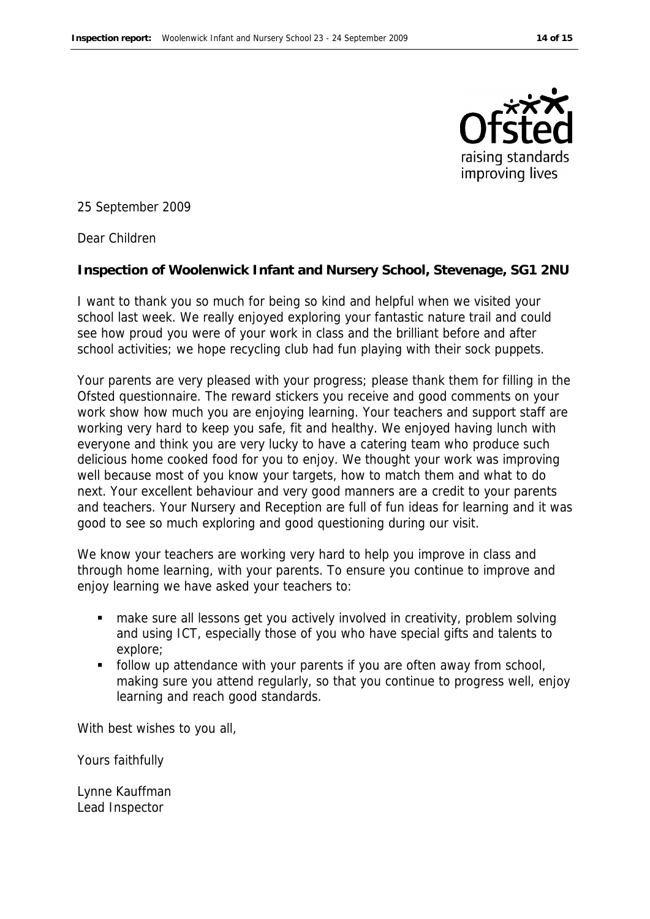25 September 2009

Dear Children

**Inspection of Woolenwick Infant and Nursery School, Stevenage, SG1 2NU**

I want to thank you so much for being so kind and helpful when we visited your school last week. We really enjoyed exploring your fantastic nature trail and could see how proud you were of your work in class and the brilliant before and after school activities; we hope recycling club had fun playing with their sock puppets.

Your parents are very pleased with your progress; please thank them for filling in the Ofsted questionnaire. The reward stickers you receive and good comments on your work show how much you are enjoying learning. Your teachers and support staff are working very hard to keep you safe, fit and healthy. We enjoyed having lunch with everyone and think you are very lucky to have a catering team who produce such delicious home cooked food for you to enjoy. We thought your work was improving well because most of you know your targets, how to match them and what to do next. Your excellent behaviour and very good manners are a credit to your parents and teachers. Your Nursery and Reception are full of fun ideas for learning and it was good to see so much exploring and good questioning during our visit.

We know your teachers are working very hard to help you improve in class and through home learning, with your parents. To ensure you continue to improve and enjoy learning we have asked your teachers to:

- make sure all lessons get you actively involved in creativity, problem solving and using ICT, especially those of you who have special gifts and talents to explore;
- follow up attendance with your parents if you are often away from school, making sure you attend regularly, so that you continue to progress well, enjoy learning and reach good standards.

With best wishes to you all,

Yours faithfully

Lynne Kauffman
Lead Inspector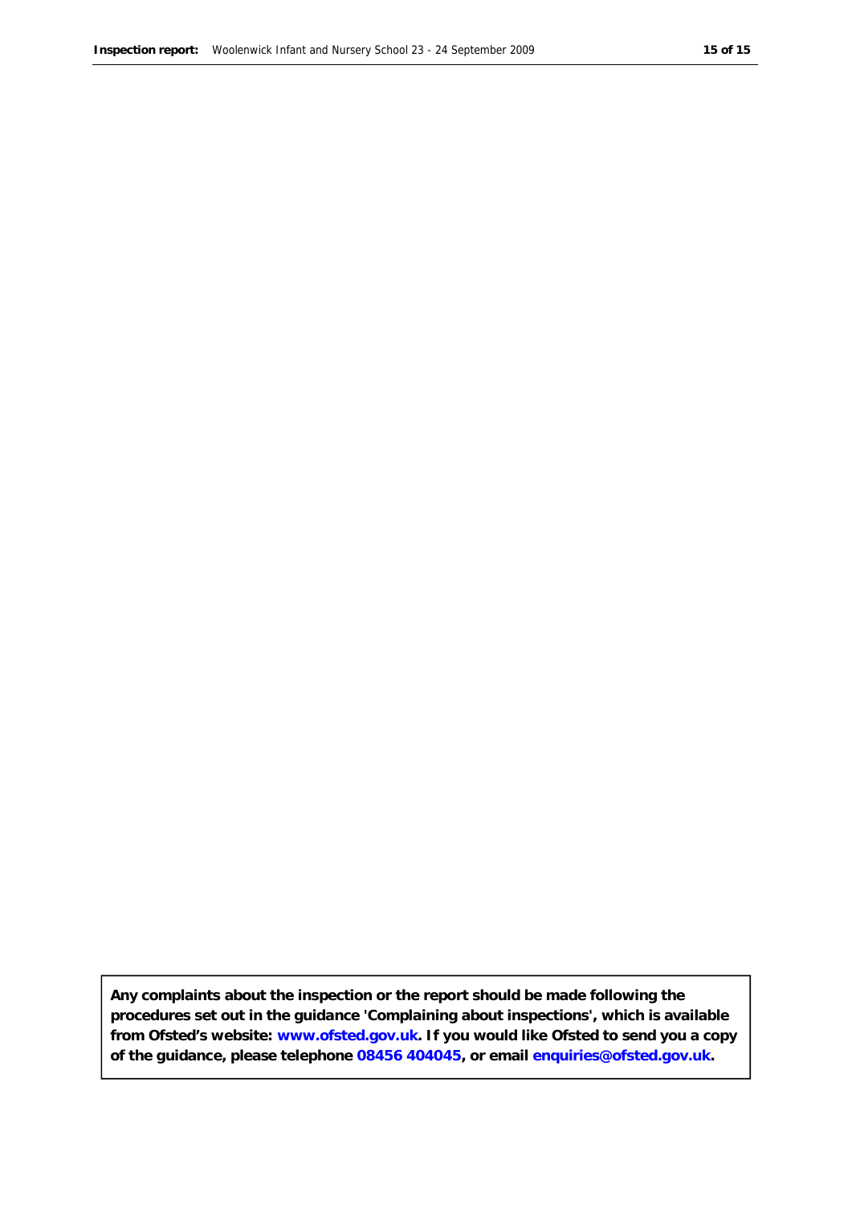**Any complaints about the inspection or the report should be made following the procedures set out in the guidance 'Complaining about inspections', which is available from Ofsted's website: www.ofsted.gov.uk. If you would like Ofsted to send you a copy of the guidance, please telephone 08456 404045, or email enquiries@ofsted.gov.uk.**